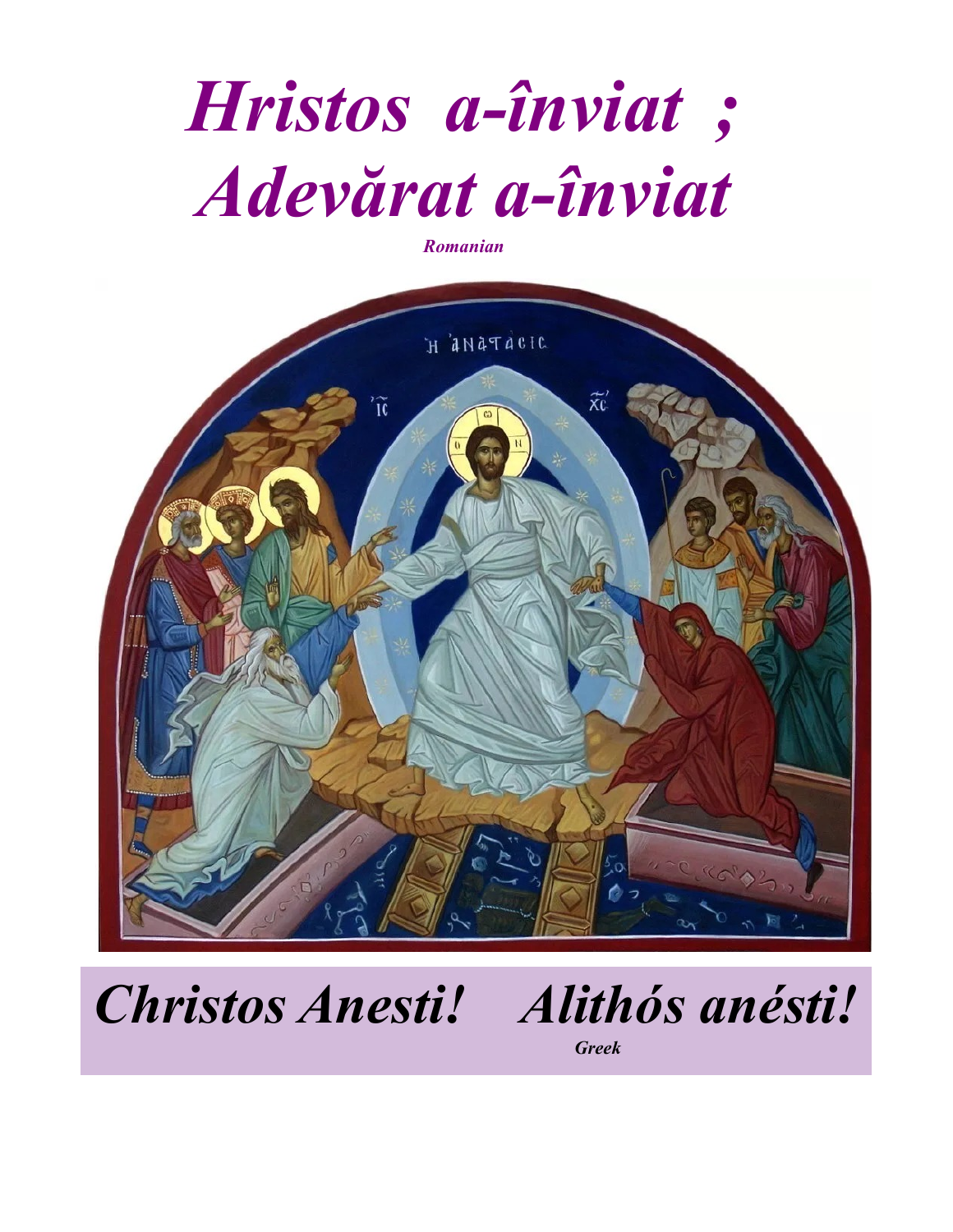# *Hristos a-înviat ;*
# *Adevărat a-înviat*

***Romanian***

# *Christos Anesti!    Alithós anésti!*

***Greek***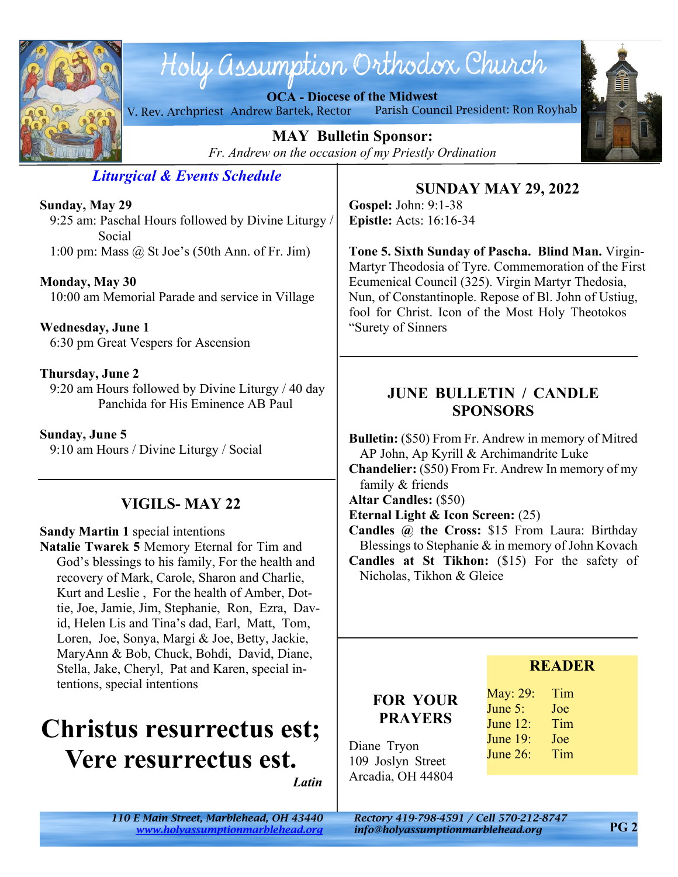# Holy Assumption Orthodox Church

**OCA - Diocese of the Midwest**

V. Rev. Archpriest Andrew Bartek, Rector — Parish Council President: Ron Royhab

**MAY Bulletin Sponsor:**

*Fr. Andrew on the occasion of my Priestly Ordination*

## *Liturgical & Events Schedule*

**Sunday, May 29**
9:25 am: Paschal Hours followed by Divine Liturgy / Social
1:00 pm: Mass @ St Joe's (50th Ann. of Fr. Jim)

**Monday, May 30**
10:00 am Memorial Parade and service in Village

**Wednesday, June 1**
6:30 pm Great Vespers for Ascension

**Thursday, June 2**
9:20 am Hours followed by Divine Liturgy / 40 day Panchida for His Eminence AB Paul

**Sunday, June 5**
9:10 am Hours / Divine Liturgy / Social

## VIGILS- MAY 22

**Sandy Martin 1** special intentions
**Natalie Twarek 5** Memory Eternal for Tim and God's blessings to his family, For the health and recovery of Mark, Carole, Sharon and Charlie, Kurt and Leslie , For the health of Amber, Dottie, Joe, Jamie, Jim, Stephanie, Ron, Ezra, David, Helen Lis and Tina's dad, Earl, Matt, Tom, Loren, Joe, Sonya, Margi & Joe, Betty, Jackie, MaryAnn & Bob, Chuck, Bohdi, David, Diane, Stella, Jake, Cheryl, Pat and Karen, special intentions, special intentions

# Christus resurrectus est; Vere resurrectus est.

***Latin***

## SUNDAY MAY 29, 2022

**Gospel:** John: 9:1-38
**Epistle:** Acts: 16:16-34

**Tone 5. Sixth Sunday of Pascha. Blind Man.** Virgin-Martyr Theodosia of Tyre. Commemoration of the First Ecumenical Council (325). Virgin Martyr Thedosia, Nun, of Constantinople. Repose of Bl. John of Ustiug, fool for Christ. Icon of the Most Holy Theotokos "Surety of Sinners

## JUNE BULLETIN / CANDLE SPONSORS

**Bulletin:** ($50) From Fr. Andrew in memory of Mitred AP John, Ap Kyrill & Archimandrite Luke
**Chandelier:** ($50) From Fr. Andrew In memory of my family & friends
**Altar Candles:** ($50)
**Eternal Light & Icon Screen:** (25)
**Candles @ the Cross:** $15 From Laura: Birthday Blessings to Stephanie & in memory of John Kovach
**Candles at St Tikhon:** ($15) For the safety of Nicholas, Tikhon & Gleice

## FOR YOUR PRAYERS

Diane Tryon
109 Joslyn Street
Arcadia, OH 44804

## READER

| | |
|---|---|
| May: 29: | Tim |
| June 5: | Joe |
| June 12: | Tim |
| June 19: | Joe |
| June 26: | Tim |

*110 E Main Street, Marblehead, OH 43440*
*www.holyassumptionmarblehead.org*
*Rectory 419-798-4591 / Cell 570-212-8747*
*info@holyassumptionmarblehead.org*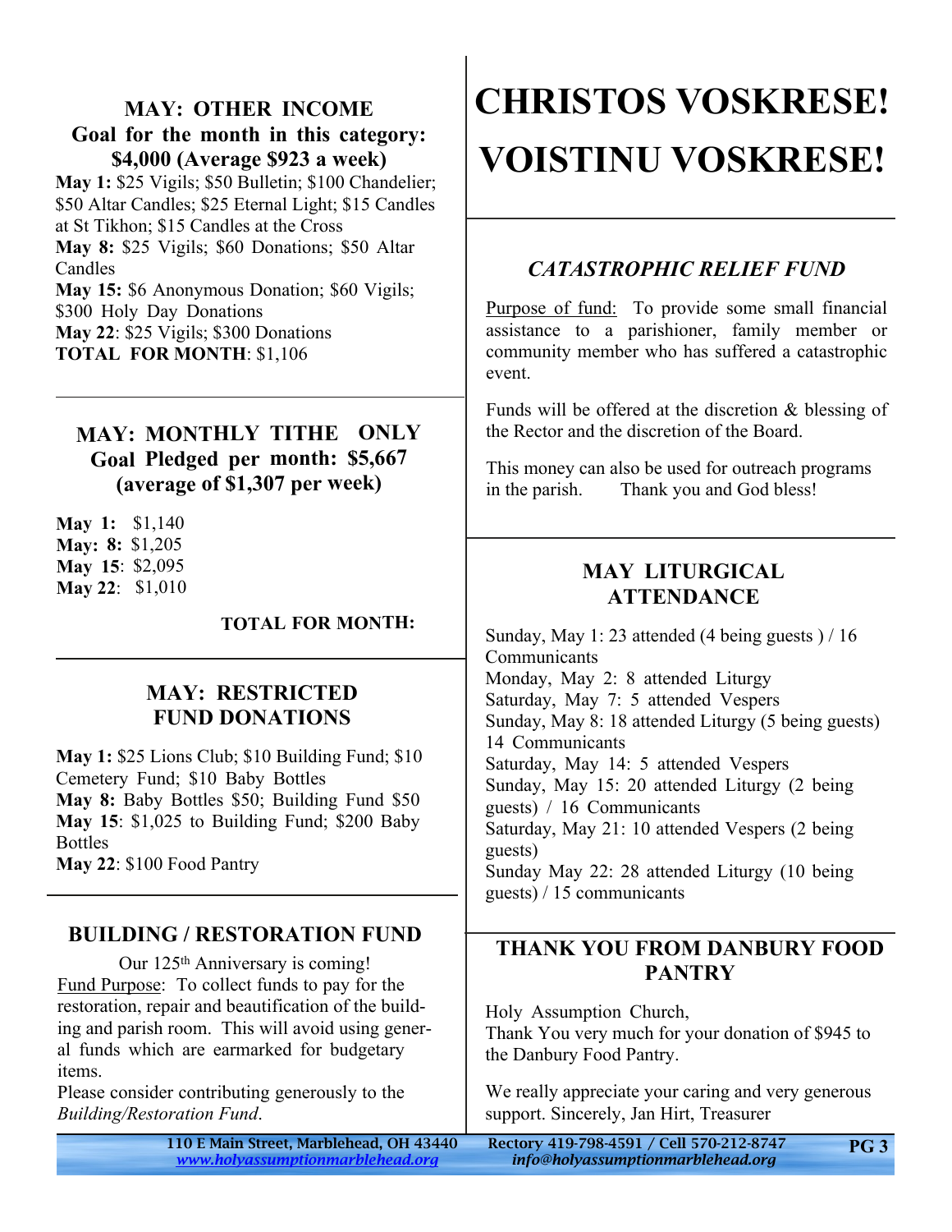## MAY: OTHER INCOME

**Goal for the month in this category: $4,000 (Average $923 a week)**

**May 1:** $25 Vigils; $50 Bulletin; $100 Chandelier; $50 Altar Candles; $25 Eternal Light; $15 Candles at St Tikhon; $15 Candles at the Cross
**May 8:** $25 Vigils; $60 Donations; $50 Altar Candles
**May 15:** $6 Anonymous Donation; $60 Vigils; $300 Holy Day Donations
**May 22**: $25 Vigils; $300 Donations
**TOTAL FOR MONTH**: $1,106

---

## MAY: MONTHLY TITHE ONLY

**Goal Pledged per month: $5,667 (average of $1,307 per week)**

**May 1:** $1,140
**May: 8:** $1,205
**May 15**: $2,095
**May 22**: $1,010

**TOTAL FOR MONTH:**

---

## MAY: RESTRICTED FUND DONATIONS

**May 1:** $25 Lions Club; $10 Building Fund; $10 Cemetery Fund; $10 Baby Bottles
**May 8:** Baby Bottles $50; Building Fund $50
**May 15**: $1,025 to Building Fund; $200 Baby Bottles
**May 22**: $100 Food Pantry

---

## BUILDING / RESTORATION FUND

Our 125th Anniversary is coming!

Fund Purpose: To collect funds to pay for the restoration, repair and beautification of the building and parish room. This will avoid using general funds which are earmarked for budgetary items.

Please consider contributing generously to the *Building/Restoration Fund*.

# CHRISTOS VOSKRESE!

# VOISTINU VOSKRESE!

---

## *CATASTROPHIC RELIEF FUND*

Purpose of fund: To provide some small financial assistance to a parishioner, family member or community member who has suffered a catastrophic event.

Funds will be offered at the discretion & blessing of the Rector and the discretion of the Board.

This money can also be used for outreach programs in the parish. Thank you and God bless!

---

## MAY LITURGICAL ATTENDANCE

Sunday, May 1: 23 attended (4 being guests ) / 16 Communicants
Monday, May 2: 8 attended Liturgy
Saturday, May 7: 5 attended Vespers
Sunday, May 8: 18 attended Liturgy (5 being guests) 14 Communicants
Saturday, May 14: 5 attended Vespers
Sunday, May 15: 20 attended Liturgy (2 being guests) / 16 Communicants
Saturday, May 21: 10 attended Vespers (2 being guests)
Sunday May 22: 28 attended Liturgy (10 being guests) / 15 communicants

---

## THANK YOU FROM DANBURY FOOD PANTRY

Holy Assumption Church,
Thank You very much for your donation of $945 to the Danbury Food Pantry.

We really appreciate your caring and very generous support. Sincerely, Jan Hirt, Treasurer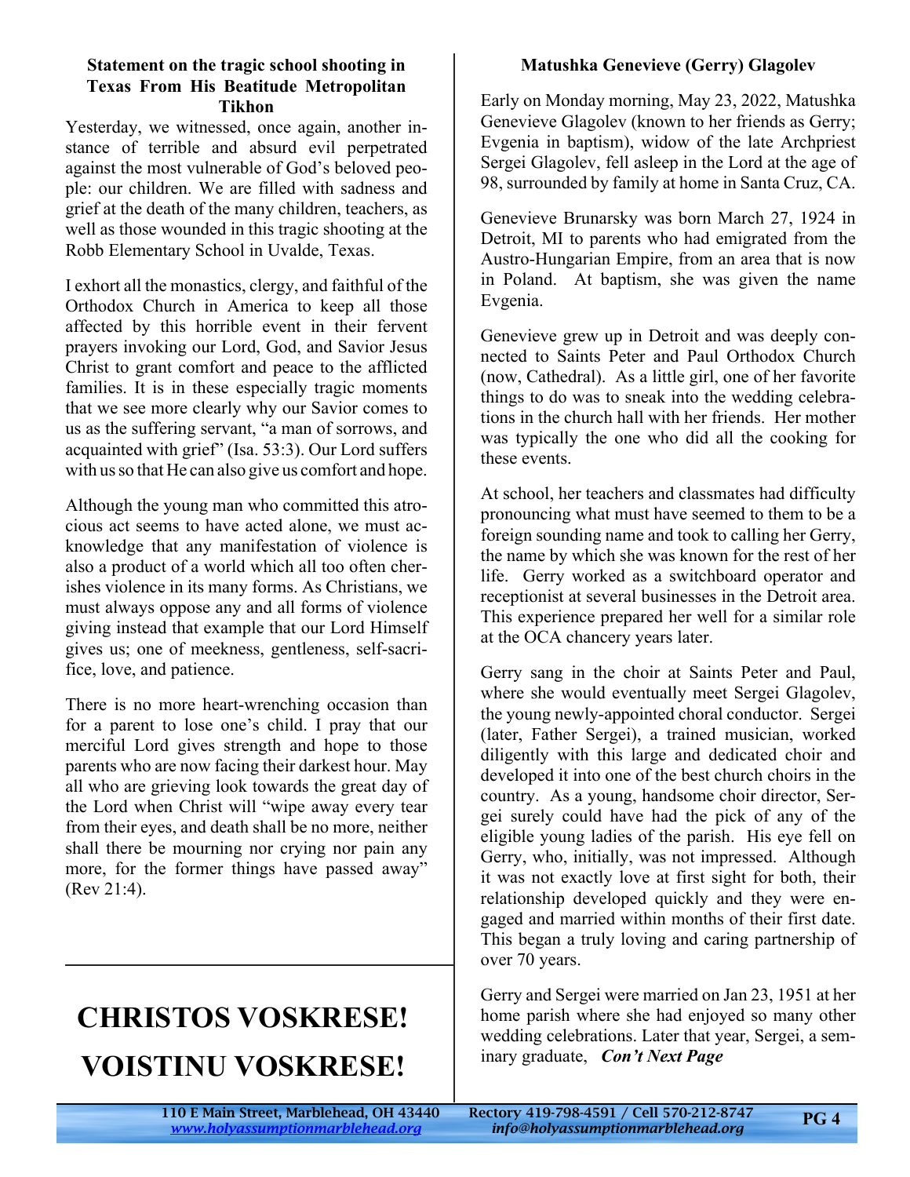### Statement on the tragic school shooting in Texas From His Beatitude Metropolitan Tikhon

Yesterday, we witnessed, once again, another instance of terrible and absurd evil perpetrated against the most vulnerable of God's beloved people: our children. We are filled with sadness and grief at the death of the many children, teachers, as well as those wounded in this tragic shooting at the Robb Elementary School in Uvalde, Texas.

I exhort all the monastics, clergy, and faithful of the Orthodox Church in America to keep all those affected by this horrible event in their fervent prayers invoking our Lord, God, and Savior Jesus Christ to grant comfort and peace to the afflicted families. It is in these especially tragic moments that we see more clearly why our Savior comes to us as the suffering servant, "a man of sorrows, and acquainted with grief" (Isa. 53:3). Our Lord suffers with us so that He can also give us comfort and hope.

Although the young man who committed this atrocious act seems to have acted alone, we must acknowledge that any manifestation of violence is also a product of a world which all too often cherishes violence in its many forms. As Christians, we must always oppose any and all forms of violence giving instead that example that our Lord Himself gives us; one of meekness, gentleness, self-sacrifice, love, and patience.

There is no more heart-wrenching occasion than for a parent to lose one's child. I pray that our merciful Lord gives strength and hope to those parents who are now facing their darkest hour. May all who are grieving look towards the great day of the Lord when Christ will "wipe away every tear from their eyes, and death shall be no more, neither shall there be mourning nor crying nor pain any more, for the former things have passed away" (Rev 21:4).

---

# CHRISTOS VOSKRESE!

# VOISTINU VOSKRESE!

### Matushka Genevieve (Gerry) Glagolev

Early on Monday morning, May 23, 2022, Matushka Genevieve Glagolev (known to her friends as Gerry; Evgenia in baptism), widow of the late Archpriest Sergei Glagolev, fell asleep in the Lord at the age of 98, surrounded by family at home in Santa Cruz, CA.

Genevieve Brunarsky was born March 27, 1924 in Detroit, MI to parents who had emigrated from the Austro-Hungarian Empire, from an area that is now in Poland. At baptism, she was given the name Evgenia.

Genevieve grew up in Detroit and was deeply connected to Saints Peter and Paul Orthodox Church (now, Cathedral). As a little girl, one of her favorite things to do was to sneak into the wedding celebrations in the church hall with her friends. Her mother was typically the one who did all the cooking for these events.

At school, her teachers and classmates had difficulty pronouncing what must have seemed to them to be a foreign sounding name and took to calling her Gerry, the name by which she was known for the rest of her life. Gerry worked as a switchboard operator and receptionist at several businesses in the Detroit area. This experience prepared her well for a similar role at the OCA chancery years later.

Gerry sang in the choir at Saints Peter and Paul, where she would eventually meet Sergei Glagolev, the young newly-appointed choral conductor. Sergei (later, Father Sergei), a trained musician, worked diligently with this large and dedicated choir and developed it into one of the best church choirs in the country. As a young, handsome choir director, Sergei surely could have had the pick of any of the eligible young ladies of the parish. His eye fell on Gerry, who, initially, was not impressed. Although it was not exactly love at first sight for both, their relationship developed quickly and they were engaged and married within months of their first date. This began a truly loving and caring partnership of over 70 years.

Gerry and Sergei were married on Jan 23, 1951 at her home parish where she had enjoyed so many other wedding celebrations. Later that year, Sergei, a seminary graduate, ***Con't Next Page***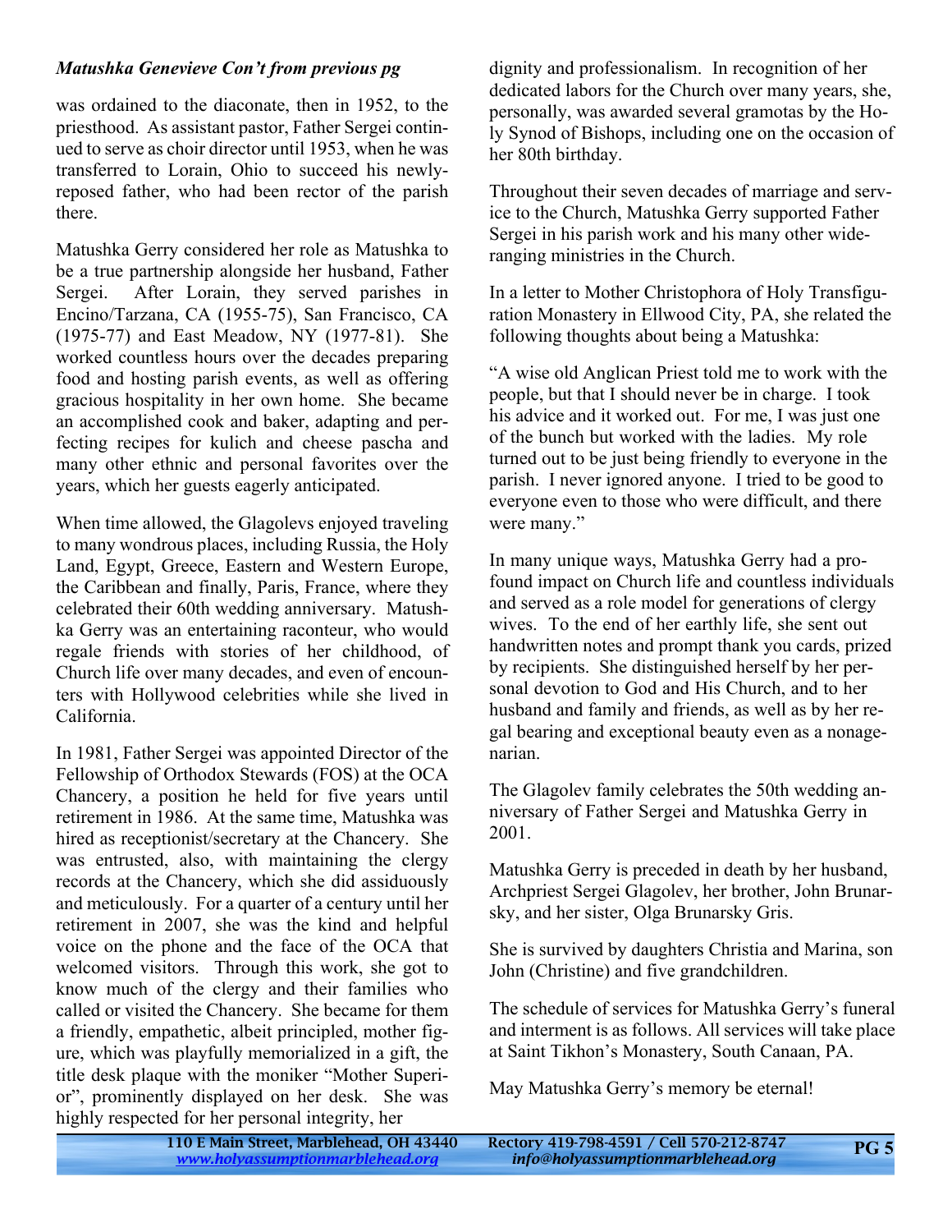***Matushka Genevieve Con't from previous pg***

was ordained to the diaconate, then in 1952, to the priesthood. As assistant pastor, Father Sergei continued to serve as choir director until 1953, when he was transferred to Lorain, Ohio to succeed his newly-reposed father, who had been rector of the parish there.

Matushka Gerry considered her role as Matushka to be a true partnership alongside her husband, Father Sergei. After Lorain, they served parishes in Encino/Tarzana, CA (1955-75), San Francisco, CA (1975-77) and East Meadow, NY (1977-81). She worked countless hours over the decades preparing food and hosting parish events, as well as offering gracious hospitality in her own home. She became an accomplished cook and baker, adapting and perfecting recipes for kulich and cheese pascha and many other ethnic and personal favorites over the years, which her guests eagerly anticipated.

When time allowed, the Glagolevs enjoyed traveling to many wondrous places, including Russia, the Holy Land, Egypt, Greece, Eastern and Western Europe, the Caribbean and finally, Paris, France, where they celebrated their 60th wedding anniversary. Matushka Gerry was an entertaining raconteur, who would regale friends with stories of her childhood, of Church life over many decades, and even of encounters with Hollywood celebrities while she lived in California.

In 1981, Father Sergei was appointed Director of the Fellowship of Orthodox Stewards (FOS) at the OCA Chancery, a position he held for five years until retirement in 1986. At the same time, Matushka was hired as receptionist/secretary at the Chancery. She was entrusted, also, with maintaining the clergy records at the Chancery, which she did assiduously and meticulously. For a quarter of a century until her retirement in 2007, she was the kind and helpful voice on the phone and the face of the OCA that welcomed visitors. Through this work, she got to know much of the clergy and their families who called or visited the Chancery. She became for them a friendly, empathetic, albeit principled, mother figure, which was playfully memorialized in a gift, the title desk plaque with the moniker "Mother Superior", prominently displayed on her desk. She was highly respected for her personal integrity, her dignity and professionalism. In recognition of her dedicated labors for the Church over many years, she, personally, was awarded several gramotas by the Holy Synod of Bishops, including one on the occasion of her 80th birthday.

Throughout their seven decades of marriage and service to the Church, Matushka Gerry supported Father Sergei in his parish work and his many other wide-ranging ministries in the Church.

In a letter to Mother Christophora of Holy Transfiguration Monastery in Ellwood City, PA, she related the following thoughts about being a Matushka:

"A wise old Anglican Priest told me to work with the people, but that I should never be in charge. I took his advice and it worked out. For me, I was just one of the bunch but worked with the ladies. My role turned out to be just being friendly to everyone in the parish. I never ignored anyone. I tried to be good to everyone even to those who were difficult, and there were many."

In many unique ways, Matushka Gerry had a profound impact on Church life and countless individuals and served as a role model for generations of clergy wives. To the end of her earthly life, she sent out handwritten notes and prompt thank you cards, prized by recipients. She distinguished herself by her personal devotion to God and His Church, and to her husband and family and friends, as well as by her regal bearing and exceptional beauty even as a nonagenarian.

The Glagolev family celebrates the 50th wedding anniversary of Father Sergei and Matushka Gerry in 2001.

Matushka Gerry is preceded in death by her husband, Archpriest Sergei Glagolev, her brother, John Brunarsky, and her sister, Olga Brunarsky Gris.

She is survived by daughters Christia and Marina, son John (Christine) and five grandchildren.

The schedule of services for Matushka Gerry's funeral and interment is as follows. All services will take place at Saint Tikhon's Monastery, South Canaan, PA.

May Matushka Gerry's memory be eternal!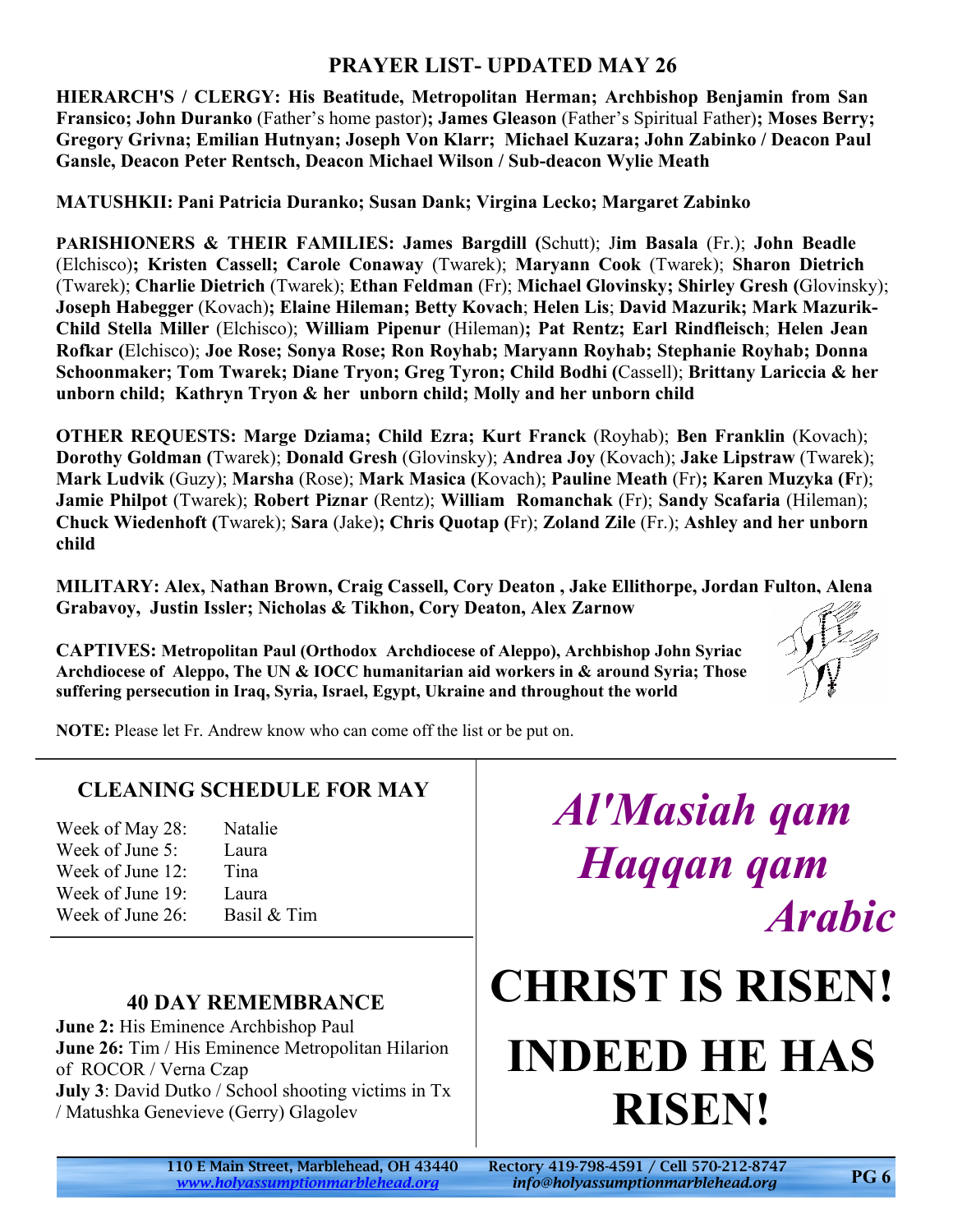## PRAYER LIST- UPDATED MAY 26

**HIERARCH'S / CLERGY: His Beatitude, Metropolitan Herman; Archbishop Benjamin from San Fransico; John Duranko** (Father's home pastor)**; James Gleason** (Father's Spiritual Father)**; Moses Berry; Gregory Grivna; Emilian Hutnyan; Joseph Von Klarr; Michael Kuzara; John Zabinko / Deacon Paul Gansle, Deacon Peter Rentsch, Deacon Michael Wilson / Sub-deacon Wylie Meath**

**MATUSHKII: Pani Patricia Duranko; Susan Dank; Virgina Lecko; Margaret Zabinko**

**PARISHIONERS & THEIR FAMILIES: James Bargdill (**Schutt); J**im Basala** (Fr.); **John Beadle** (Elchisco)**; Kristen Cassell; Carole Conaway** (Twarek); **Maryann Cook** (Twarek); **Sharon Dietrich** (Twarek); **Charlie Dietrich** (Twarek); **Ethan Feldman** (Fr); **Michael Glovinsky; Shirley Gresh (**Glovinsky); **Joseph Habegger** (Kovach)**; Elaine Hileman; Betty Kovach**; **Helen Lis**; **David Mazurik; Mark Mazurik-Child Stella Miller** (Elchisco); **William Pipenur** (Hileman)**; Pat Rentz; Earl Rindfleisch**; **Helen Jean Rofkar (**Elchisco); **Joe Rose; Sonya Rose; Ron Royhab; Maryann Royhab; Stephanie Royhab; Donna Schoonmaker; Tom Twarek; Diane Tryon; Greg Tyron; Child Bodhi (**Cassell); **Brittany Lariccia & her unborn child; Kathryn Tryon & her unborn child; Molly and her unborn child**

**OTHER REQUESTS: Marge Dziama; Child Ezra; Kurt Franck** (Royhab); **Ben Franklin** (Kovach); **Dorothy Goldman (**Twarek); **Donald Gresh** (Glovinsky); **Andrea Joy** (Kovach); **Jake Lipstraw** (Twarek); **Mark Ludvik** (Guzy); **Marsha** (Rose); **Mark Masica (**Kovach); **Pauline Meath** (Fr)**; Karen Muzyka (F**r); **Jamie Philpot** (Twarek); **Robert Piznar** (Rentz); **William Romanchak** (Fr); **Sandy Scafaria** (Hileman); **Chuck Wiedenhoft (**Twarek); **Sara** (Jake)**; Chris Quotap (**Fr); **Zoland Zile** (Fr.); **Ashley and her unborn child**

**MILITARY: Alex, Nathan Brown, Craig Cassell, Cory Deaton , Jake Ellithorpe, Jordan Fulton, Alena Grabavoy, Justin Issler; Nicholas & Tikhon, Cory Deaton, Alex Zarnow**

**CAPTIVES: Metropolitan Paul (Orthodox Archdiocese of Aleppo), Archbishop John Syriac Archdiocese of Aleppo, The UN & IOCC humanitarian aid workers in & around Syria; Those suffering persecution in Iraq, Syria, Israel, Egypt, Ukraine and throughout the world**

**NOTE:** Please let Fr. Andrew know who can come off the list or be put on.

### CLEANING SCHEDULE FOR MAY

| | |
|---|---|
| Week of May 28: | Natalie |
| Week of June 5: | Laura |
| Week of June 12: | Tina |
| Week of June 19: | Laura |
| Week of June 26: | Basil & Tim |

### 40 DAY REMEMBRANCE

**June 2:** His Eminence Archbishop Paul
**June 26:** Tim / His Eminence Metropolitan Hilarion of ROCOR / Verna Czap
**July 3**: David Dutko / School shooting victims in Tx / Matushka Genevieve (Gerry) Glagolev

*Al'Masiah qam*
*Haqqan qam*
*Arabic*

# CHRIST IS RISEN!

# INDEED HE HAS RISEN!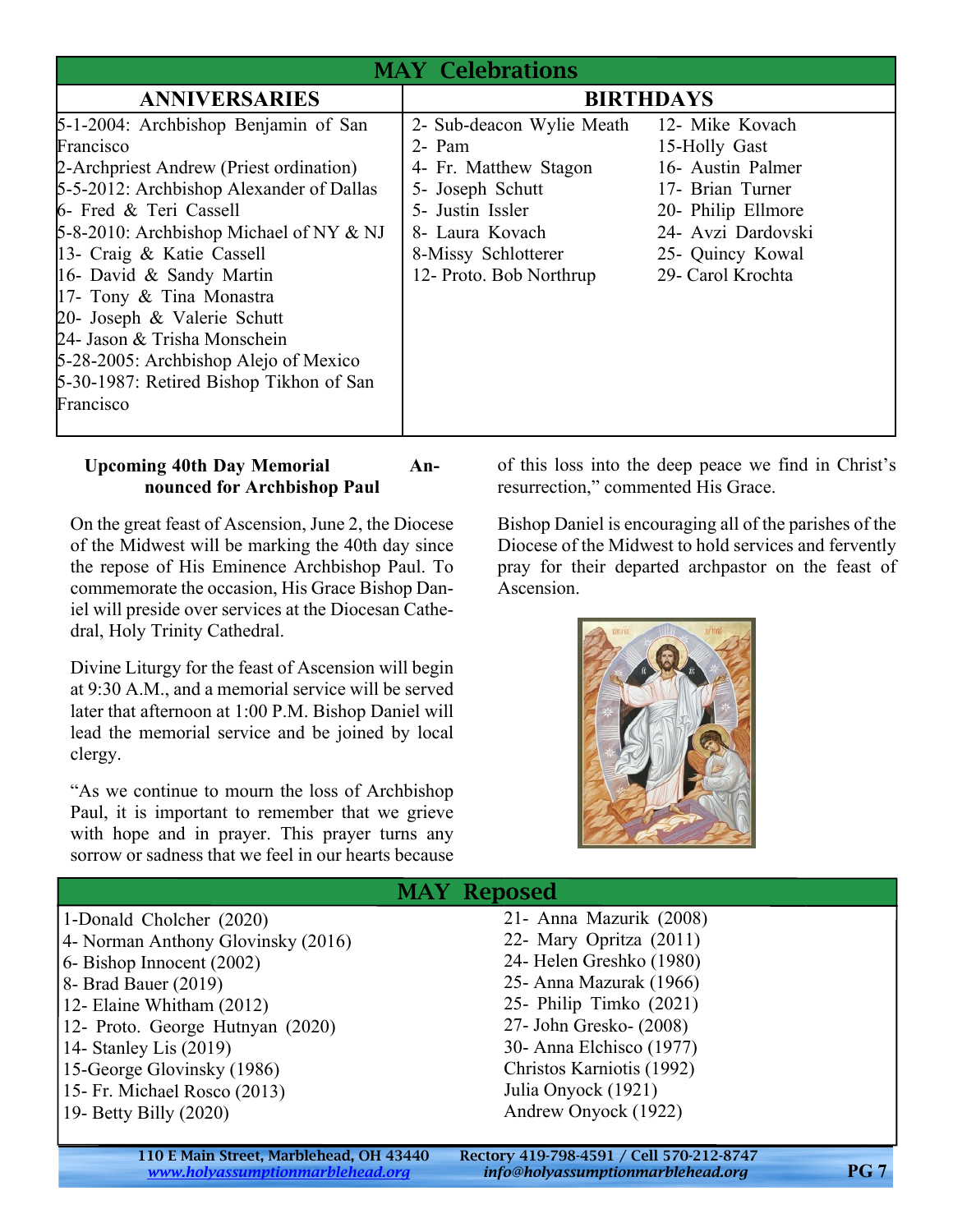# MAY Celebrations

## ANNIVERSARIES

5-1-2004: Archbishop Benjamin of San Francisco
2-Archpriest Andrew (Priest ordination)
5-5-2012: Archbishop Alexander of Dallas
6- Fred & Teri Cassell
5-8-2010: Archbishop Michael of NY & NJ
13- Craig & Katie Cassell
16- David & Sandy Martin
17- Tony & Tina Monastra
20- Joseph & Valerie Schutt
24- Jason & Trisha Monschein
5-28-2005: Archbishop Alejo of Mexico
5-30-1987: Retired Bishop Tikhon of San Francisco

## BIRTHDAYS

2- Sub-deacon Wylie Meath
2- Pam
4- Fr. Matthew Stagon
5- Joseph Schutt
5- Justin Issler
8- Laura Kovach
8-Missy Schlotterer
12- Proto. Bob Northrup
12- Mike Kovach
15-Holly Gast
16- Austin Palmer
17- Brian Turner
20- Philip Ellmore
24- Avzi Dardovski
25- Quincy Kowal
29- Carol Krochta

### Upcoming 40th Day Memorial Announced for Archbishop Paul

On the great feast of Ascension, June 2, the Diocese of the Midwest will be marking the 40th day since the repose of His Eminence Archbishop Paul. To commemorate the occasion, His Grace Bishop Daniel will preside over services at the Diocesan Cathedral, Holy Trinity Cathedral.

Divine Liturgy for the feast of Ascension will begin at 9:30 A.M., and a memorial service will be served later that afternoon at 1:00 P.M. Bishop Daniel will lead the memorial service and be joined by local clergy.

"As we continue to mourn the loss of Archbishop Paul, it is important to remember that we grieve with hope and in prayer. This prayer turns any sorrow or sadness that we feel in our hearts because of this loss into the deep peace we find in Christ's resurrection," commented His Grace.

Bishop Daniel is encouraging all of the parishes of the Diocese of the Midwest to hold services and fervently pray for their departed archpastor on the feast of Ascension.

# MAY Reposed

1-Donald Cholcher (2020)
4- Norman Anthony Glovinsky (2016)
6- Bishop Innocent (2002)
8- Brad Bauer (2019)
12- Elaine Whitham (2012)
12- Proto. George Hutnyan (2020)
14- Stanley Lis (2019)
15-George Glovinsky (1986)
15- Fr. Michael Rosco (2013)
19- Betty Billy (2020)
21- Anna Mazurik (2008)
22- Mary Opritza (2011)
24- Helen Greshko (1980)
25- Anna Mazurak (1966)
25- Philip Timko (2021)
27- John Gresko- (2008)
30- Anna Elchisco (1977)
Christos Karniotis (1992)
Julia Onyock (1921)
Andrew Onyock (1922)

110 E Main Street, Marblehead, OH 43440 · Rectory 419-798-4591 / Cell 570-212-8747
www.holyassumptionmarblehead.org · info@holyassumptionmarblehead.org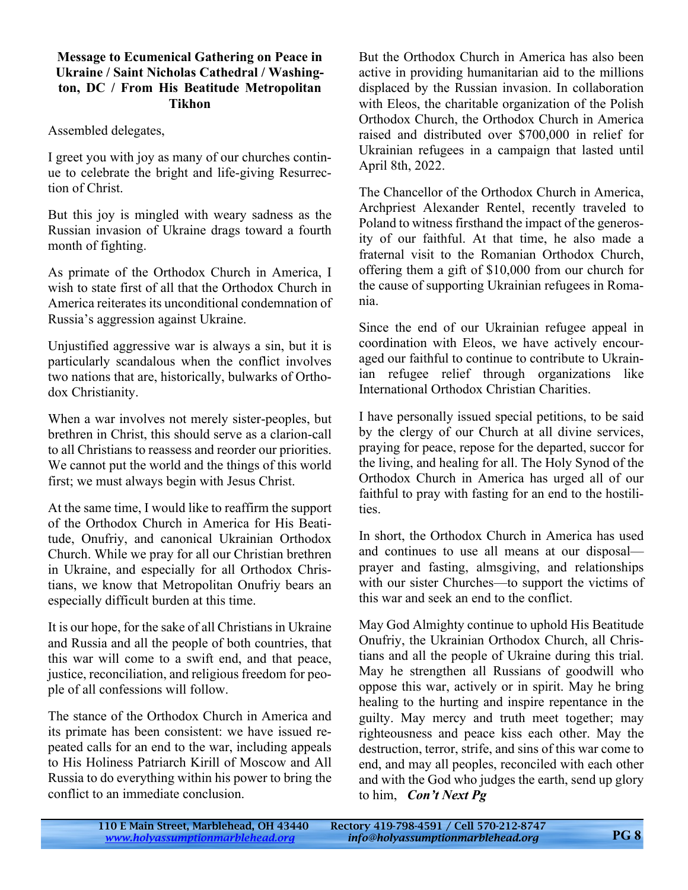**Message to Ecumenical Gathering on Peace in Ukraine / Saint Nicholas Cathedral / Washington, DC / From His Beatitude Metropolitan Tikhon**

Assembled delegates,

I greet you with joy as many of our churches continue to celebrate the bright and life-giving Resurrection of Christ.

But this joy is mingled with weary sadness as the Russian invasion of Ukraine drags toward a fourth month of fighting.

As primate of the Orthodox Church in America, I wish to state first of all that the Orthodox Church in America reiterates its unconditional condemnation of Russia's aggression against Ukraine.

Unjustified aggressive war is always a sin, but it is particularly scandalous when the conflict involves two nations that are, historically, bulwarks of Orthodox Christianity.

When a war involves not merely sister-peoples, but brethren in Christ, this should serve as a clarion-call to all Christians to reassess and reorder our priorities. We cannot put the world and the things of this world first; we must always begin with Jesus Christ.

At the same time, I would like to reaffirm the support of the Orthodox Church in America for His Beatitude, Onufriy, and canonical Ukrainian Orthodox Church. While we pray for all our Christian brethren in Ukraine, and especially for all Orthodox Christians, we know that Metropolitan Onufriy bears an especially difficult burden at this time.

It is our hope, for the sake of all Christians in Ukraine and Russia and all the people of both countries, that this war will come to a swift end, and that peace, justice, reconciliation, and religious freedom for people of all confessions will follow.

The stance of the Orthodox Church in America and its primate has been consistent: we have issued repeated calls for an end to the war, including appeals to His Holiness Patriarch Kirill of Moscow and All Russia to do everything within his power to bring the conflict to an immediate conclusion.

But the Orthodox Church in America has also been active in providing humanitarian aid to the millions displaced by the Russian invasion. In collaboration with Eleos, the charitable organization of the Polish Orthodox Church, the Orthodox Church in America raised and distributed over $700,000 in relief for Ukrainian refugees in a campaign that lasted until April 8th, 2022.

The Chancellor of the Orthodox Church in America, Archpriest Alexander Rentel, recently traveled to Poland to witness firsthand the impact of the generosity of our faithful. At that time, he also made a fraternal visit to the Romanian Orthodox Church, offering them a gift of $10,000 from our church for the cause of supporting Ukrainian refugees in Romania.

Since the end of our Ukrainian refugee appeal in coordination with Eleos, we have actively encouraged our faithful to continue to contribute to Ukrainian refugee relief through organizations like International Orthodox Christian Charities.

I have personally issued special petitions, to be said by the clergy of our Church at all divine services, praying for peace, repose for the departed, succor for the living, and healing for all. The Holy Synod of the Orthodox Church in America has urged all of our faithful to pray with fasting for an end to the hostilities.

In short, the Orthodox Church in America has used and continues to use all means at our disposal—prayer and fasting, almsgiving, and relationships with our sister Churches—to support the victims of this war and seek an end to the conflict.

May God Almighty continue to uphold His Beatitude Onufriy, the Ukrainian Orthodox Church, all Christians and all the people of Ukraine during this trial. May he strengthen all Russians of goodwill who oppose this war, actively or in spirit. May he bring healing to the hurting and inspire repentance in the guilty. May mercy and truth meet together; may righteousness and peace kiss each other. May the destruction, terror, strife, and sins of this war come to end, and may all peoples, reconciled with each other and with the God who judges the earth, send up glory to him, ***Con't Next Pg***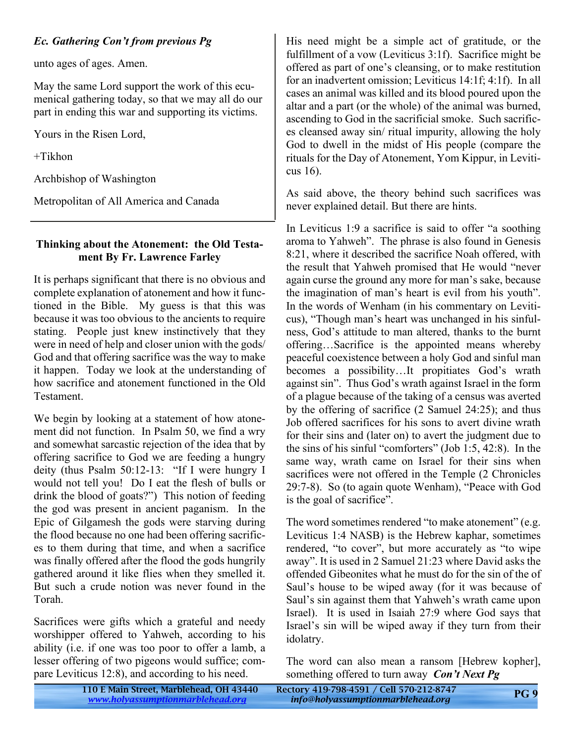***Ec. Gathering Con't from previous Pg***

unto ages of ages. Amen.

May the same Lord support the work of this ecumenical gathering today, so that we may all do our part in ending this war and supporting its victims.

Yours in the Risen Lord,

+Tikhon

Archbishop of Washington

Metropolitan of All America and Canada

## Thinking about the Atonement: the Old Testament By Fr. Lawrence Farley

It is perhaps significant that there is no obvious and complete explanation of atonement and how it functioned in the Bible. My guess is that this was because it was too obvious to the ancients to require stating. People just knew instinctively that they were in need of help and closer union with the gods/God and that offering sacrifice was the way to make it happen. Today we look at the understanding of how sacrifice and atonement functioned in the Old Testament.

We begin by looking at a statement of how atonement did not function. In Psalm 50, we find a wry and somewhat sarcastic rejection of the idea that by offering sacrifice to God we are feeding a hungry deity (thus Psalm 50:12-13: "If I were hungry I would not tell you! Do I eat the flesh of bulls or drink the blood of goats?") This notion of feeding the god was present in ancient paganism. In the Epic of Gilgamesh the gods were starving during the flood because no one had been offering sacrifices to them during that time, and when a sacrifice was finally offered after the flood the gods hungrily gathered around it like flies when they smelled it. But such a crude notion was never found in the Torah.

Sacrifices were gifts which a grateful and needy worshipper offered to Yahweh, according to his ability (i.e. if one was too poor to offer a lamb, a lesser offering of two pigeons would suffice; compare Leviticus 12:8), and according to his need. His need might be a simple act of gratitude, or the fulfillment of a vow (Leviticus 3:1f). Sacrifice might be offered as part of one's cleansing, or to make restitution for an inadvertent omission; Leviticus 14:1f; 4:1f). In all cases an animal was killed and its blood poured upon the altar and a part (or the whole) of the animal was burned, ascending to God in the sacrificial smoke. Such sacrifices cleansed away sin/ ritual impurity, allowing the holy God to dwell in the midst of His people (compare the rituals for the Day of Atonement, Yom Kippur, in Leviticus 16).

As said above, the theory behind such sacrifices was never explained detail. But there are hints.

In Leviticus 1:9 a sacrifice is said to offer "a soothing aroma to Yahweh". The phrase is also found in Genesis 8:21, where it described the sacrifice Noah offered, with the result that Yahweh promised that He would "never again curse the ground any more for man's sake, because the imagination of man's heart is evil from his youth". In the words of Wenham (in his commentary on Leviticus), "Though man's heart was unchanged in his sinfulness, God's attitude to man altered, thanks to the burnt offering…Sacrifice is the appointed means whereby peaceful coexistence between a holy God and sinful man becomes a possibility…It propitiates God's wrath against sin". Thus God's wrath against Israel in the form of a plague because of the taking of a census was averted by the offering of sacrifice (2 Samuel 24:25); and thus Job offered sacrifices for his sons to avert divine wrath for their sins and (later on) to avert the judgment due to the sins of his sinful "comforters" (Job 1:5, 42:8). In the same way, wrath came on Israel for their sins when sacrifices were not offered in the Temple (2 Chronicles 29:7-8). So (to again quote Wenham), "Peace with God is the goal of sacrifice".

The word sometimes rendered "to make atonement" (e.g. Leviticus 1:4 NASB) is the Hebrew kaphar, sometimes rendered, "to cover", but more accurately as "to wipe away". It is used in 2 Samuel 21:23 where David asks the offended Gibeonites what he must do for the sin of the of Saul's house to be wiped away (for it was because of Saul's sin against them that Yahweh's wrath came upon Israel). It is used in Isaiah 27:9 where God says that Israel's sin will be wiped away if they turn from their idolatry.

The word can also mean a ransom [Hebrew kopher], something offered to turn away ***Con't Next Pg***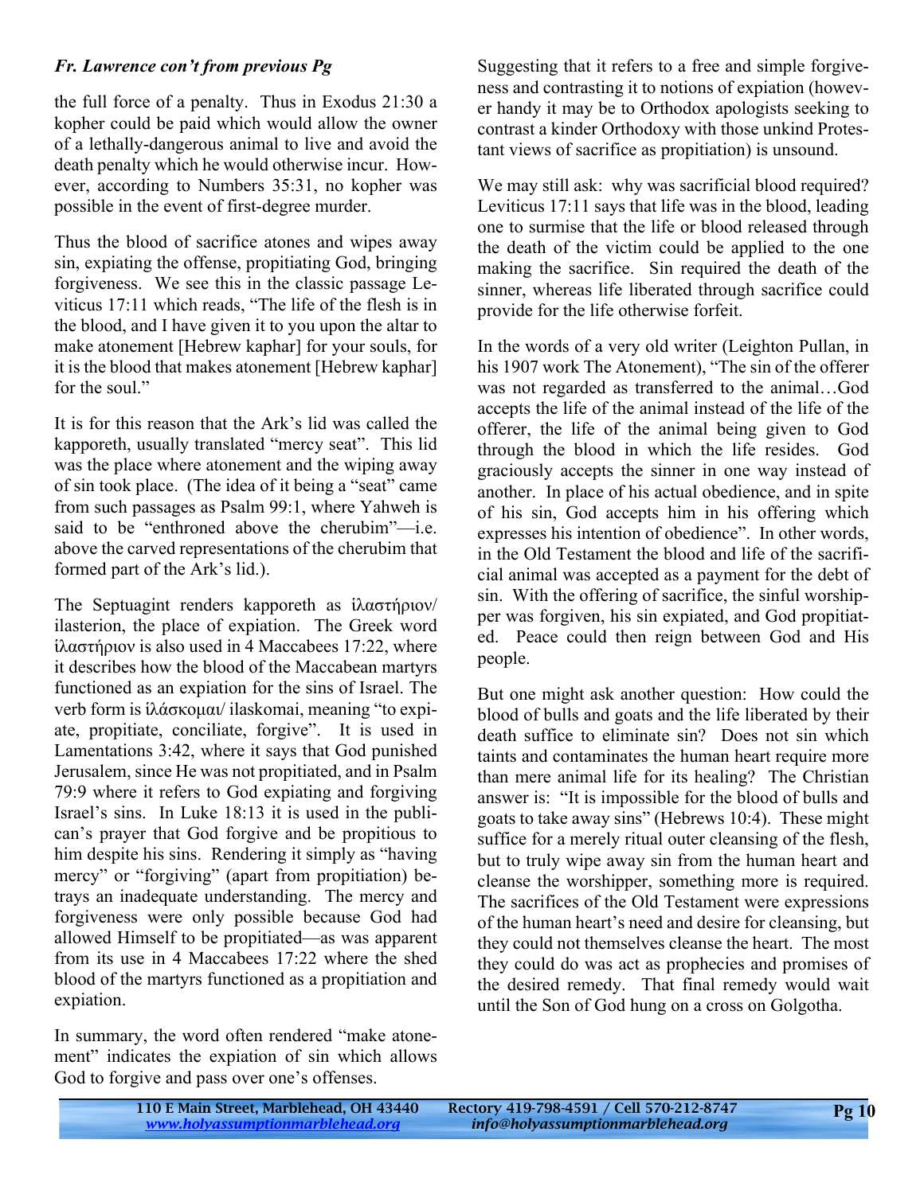***Fr. Lawrence con't from previous Pg***

the full force of a penalty. Thus in Exodus 21:30 a kopher could be paid which would allow the owner of a lethally-dangerous animal to live and avoid the death penalty which he would otherwise incur. However, according to Numbers 35:31, no kopher was possible in the event of first-degree murder.

Thus the blood of sacrifice atones and wipes away sin, expiating the offense, propitiating God, bringing forgiveness. We see this in the classic passage Leviticus 17:11 which reads, "The life of the flesh is in the blood, and I have given it to you upon the altar to make atonement [Hebrew kaphar] for your souls, for it is the blood that makes atonement [Hebrew kaphar] for the soul."

It is for this reason that the Ark's lid was called the kapporeth, usually translated "mercy seat". This lid was the place where atonement and the wiping away of sin took place. (The idea of it being a "seat" came from such passages as Psalm 99:1, where Yahweh is said to be "enthroned above the cherubim"—i.e. above the carved representations of the cherubim that formed part of the Ark's lid.).

The Septuagint renders kapporeth as ἱλαστήριον/ ilasterion, the place of expiation. The Greek word ἱλαστήριον is also used in 4 Maccabees 17:22, where it describes how the blood of the Maccabean martyrs functioned as an expiation for the sins of Israel. The verb form is ἱλάσκομαι/ ilaskomai, meaning "to expiate, propitiate, conciliate, forgive". It is used in Lamentations 3:42, where it says that God punished Jerusalem, since He was not propitiated, and in Psalm 79:9 where it refers to God expiating and forgiving Israel's sins. In Luke 18:13 it is used in the publican's prayer that God forgive and be propitious to him despite his sins. Rendering it simply as "having mercy" or "forgiving" (apart from propitiation) betrays an inadequate understanding. The mercy and forgiveness were only possible because God had allowed Himself to be propitiated—as was apparent from its use in 4 Maccabees 17:22 where the shed blood of the martyrs functioned as a propitiation and expiation.

In summary, the word often rendered "make atonement" indicates the expiation of sin which allows God to forgive and pass over one's offenses. Suggesting that it refers to a free and simple forgiveness and contrasting it to notions of expiation (however handy it may be to Orthodox apologists seeking to contrast a kinder Orthodoxy with those unkind Protestant views of sacrifice as propitiation) is unsound.

We may still ask: why was sacrificial blood required? Leviticus 17:11 says that life was in the blood, leading one to surmise that the life or blood released through the death of the victim could be applied to the one making the sacrifice. Sin required the death of the sinner, whereas life liberated through sacrifice could provide for the life otherwise forfeit.

In the words of a very old writer (Leighton Pullan, in his 1907 work The Atonement), "The sin of the offerer was not regarded as transferred to the animal…God accepts the life of the animal instead of the life of the offerer, the life of the animal being given to God through the blood in which the life resides. God graciously accepts the sinner in one way instead of another. In place of his actual obedience, and in spite of his sin, God accepts him in his offering which expresses his intention of obedience". In other words, in the Old Testament the blood and life of the sacrificial animal was accepted as a payment for the debt of sin. With the offering of sacrifice, the sinful worshipper was forgiven, his sin expiated, and God propitiated. Peace could then reign between God and His people.

But one might ask another question: How could the blood of bulls and goats and the life liberated by their death suffice to eliminate sin? Does not sin which taints and contaminates the human heart require more than mere animal life for its healing? The Christian answer is: "It is impossible for the blood of bulls and goats to take away sins" (Hebrews 10:4). These might suffice for a merely ritual outer cleansing of the flesh, but to truly wipe away sin from the human heart and cleanse the worshipper, something more is required. The sacrifices of the Old Testament were expressions of the human heart's need and desire for cleansing, but they could not themselves cleanse the heart. The most they could do was act as prophecies and promises of the desired remedy. That final remedy would wait until the Son of God hung on a cross on Golgotha.